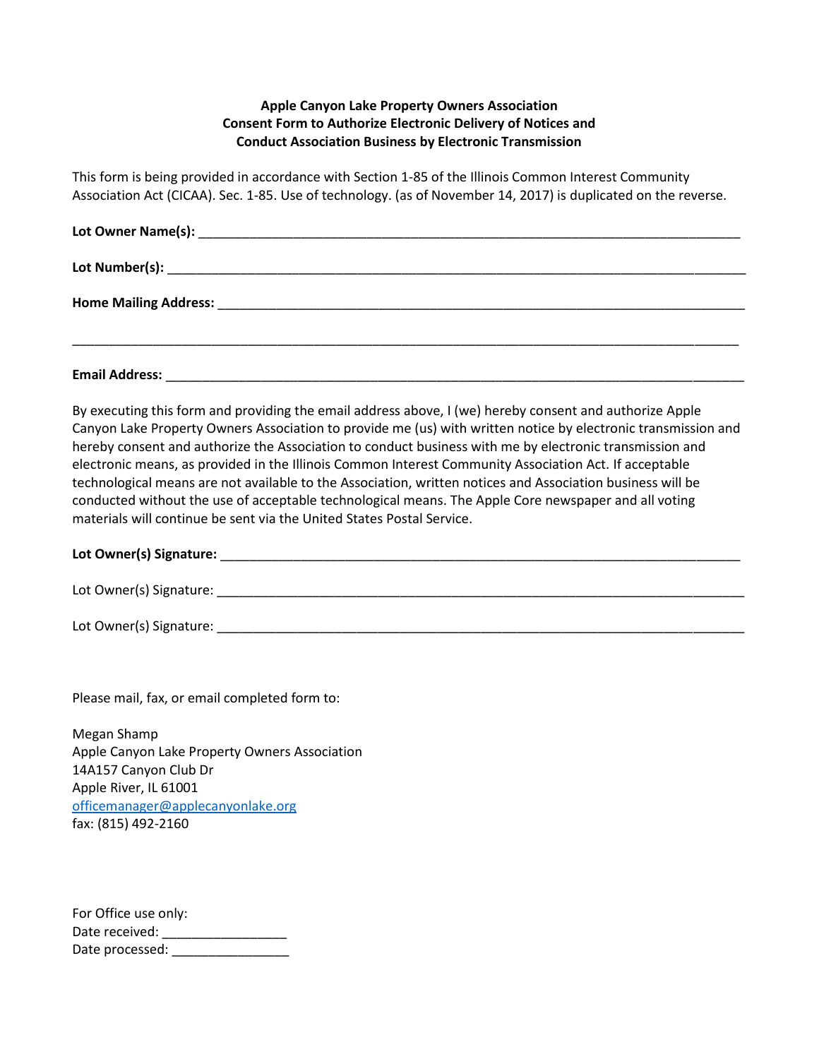**Apple Canyon Lake Property Owners Association**
**Consent Form to Authorize Electronic Delivery of Notices and**
**Conduct Association Business by Electronic Transmission**

This form is being provided in accordance with Section 1-85 of the Illinois Common Interest Community Association Act (CICAA). Sec. 1-85. Use of technology. (as of November 14, 2017) is duplicated on the reverse.

**Lot Owner Name(s):** ______________________________________________________________________________

**Lot Number(s):** ________________________________________________________________________________

**Home Mailing Address:** __________________________________________________________________________

___________________________________________________________________________________________

**Email Address:** _________________________________________________________________________________

By executing this form and providing the email address above, I (we) hereby consent and authorize Apple Canyon Lake Property Owners Association to provide me (us) with written notice by electronic transmission and hereby consent and authorize the Association to conduct business with me by electronic transmission and electronic means, as provided in the Illinois Common Interest Community Association Act. If acceptable technological means are not available to the Association, written notices and Association business will be conducted without the use of acceptable technological means. The Apple Core newspaper and all voting materials will continue be sent via the United States Postal Service.

**Lot Owner(s) Signature:** ________________________________________________________________________

Lot Owner(s) Signature: __________________________________________________________________________

Lot Owner(s) Signature: __________________________________________________________________________

Please mail, fax, or email completed form to:

Megan Shamp
Apple Canyon Lake Property Owners Association
14A157 Canyon Club Dr
Apple River, IL 61001
officemanager@applecanyonlake.org
fax: (815) 492-2160

For Office use only:
Date received: _________________
Date processed: ________________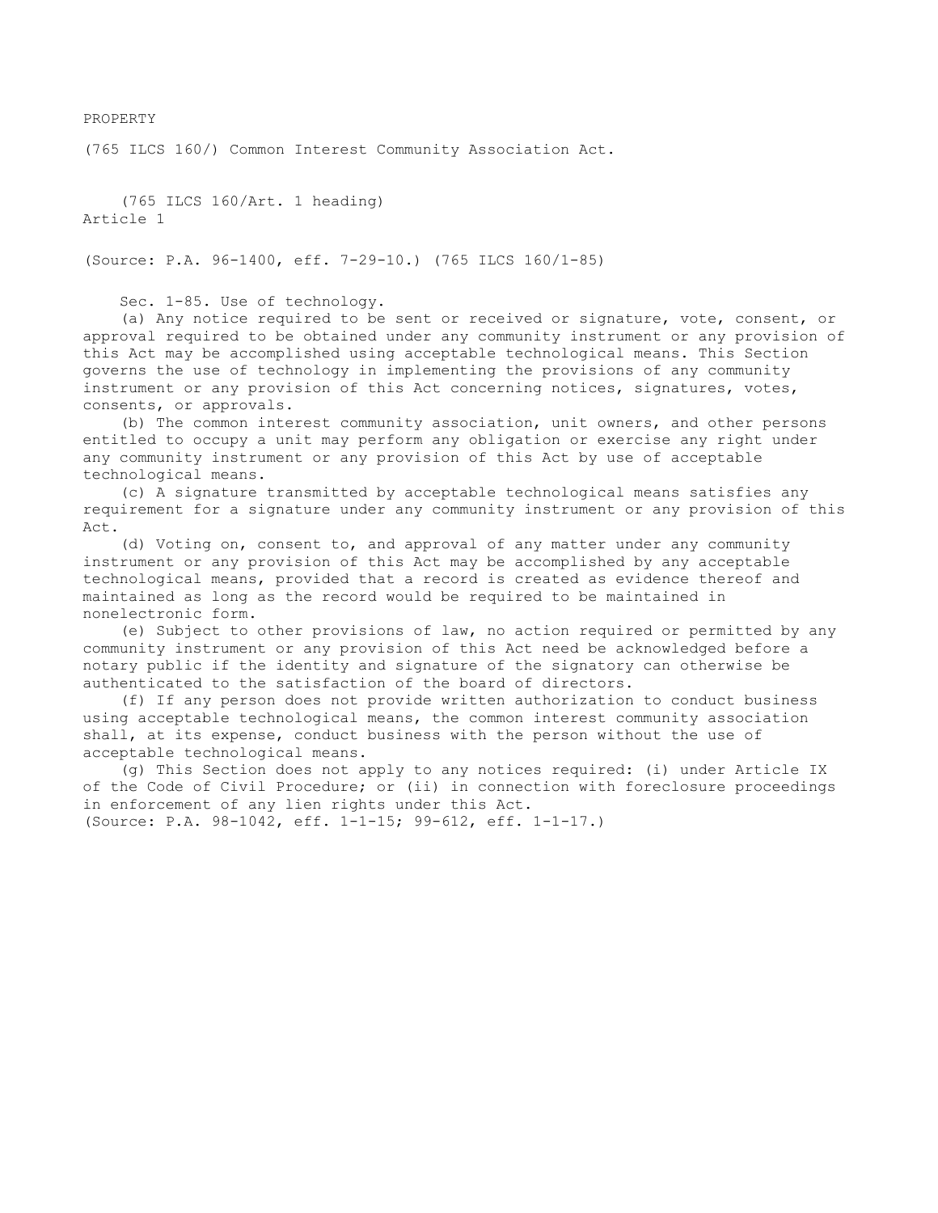PROPERTY

(765 ILCS 160/) Common Interest Community Association Act.

(765 ILCS 160/Art. 1 heading)
Article 1

(Source: P.A. 96-1400, eff. 7-29-10.) (765 ILCS 160/1-85)

Sec. 1-85. Use of technology.

(a) Any notice required to be sent or received or signature, vote, consent, or approval required to be obtained under any community instrument or any provision of this Act may be accomplished using acceptable technological means. This Section governs the use of technology in implementing the provisions of any community instrument or any provision of this Act concerning notices, signatures, votes, consents, or approvals.

(b) The common interest community association, unit owners, and other persons entitled to occupy a unit may perform any obligation or exercise any right under any community instrument or any provision of this Act by use of acceptable technological means.

(c) A signature transmitted by acceptable technological means satisfies any requirement for a signature under any community instrument or any provision of this Act.

(d) Voting on, consent to, and approval of any matter under any community instrument or any provision of this Act may be accomplished by any acceptable technological means, provided that a record is created as evidence thereof and maintained as long as the record would be required to be maintained in nonelectronic form.

(e) Subject to other provisions of law, no action required or permitted by any community instrument or any provision of this Act need be acknowledged before a notary public if the identity and signature of the signatory can otherwise be authenticated to the satisfaction of the board of directors.

(f) If any person does not provide written authorization to conduct business using acceptable technological means, the common interest community association shall, at its expense, conduct business with the person without the use of acceptable technological means.

(g) This Section does not apply to any notices required: (i) under Article IX of the Code of Civil Procedure; or (ii) in connection with foreclosure proceedings in enforcement of any lien rights under this Act.
(Source: P.A. 98-1042, eff. 1-1-15; 99-612, eff. 1-1-17.)